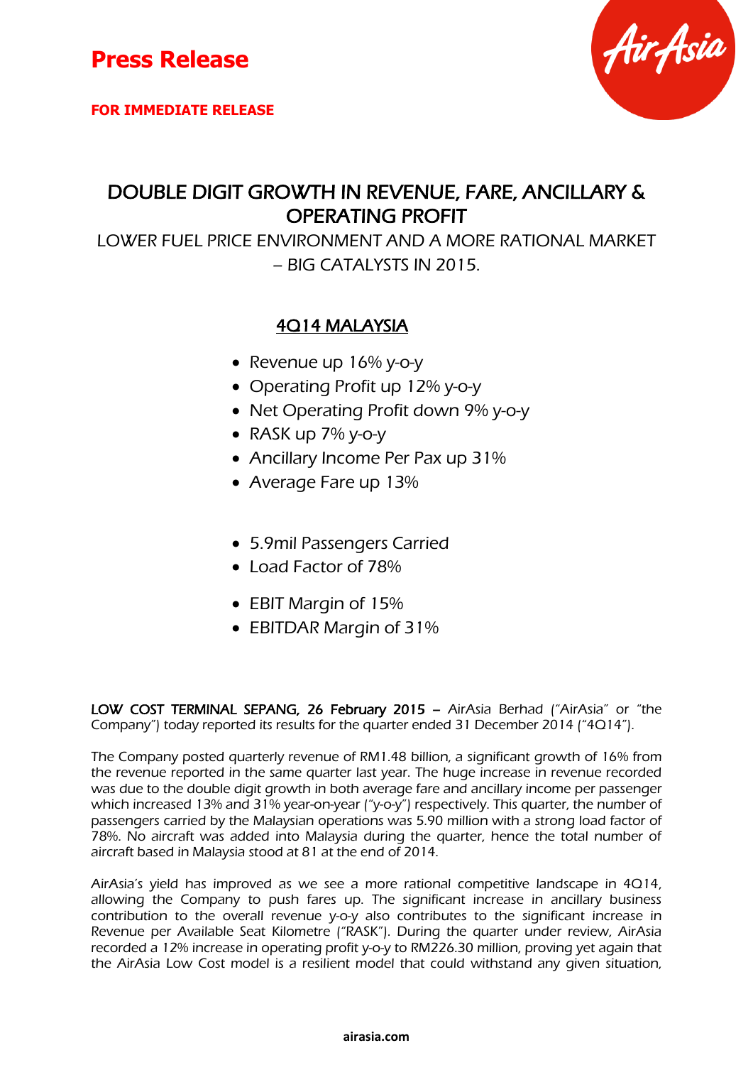# Press Release

**FOR IMMEDIATE RELEASE**

## DOUBLE DIGIT GROWTH IN REVENUE, FARE, ANCILLARY & OPERATING PROFIT

LOWER FUEL PRICE ENVIRONMENT AND A MORE RATIONAL MARKET – BIG CATALYSTS IN 2015.

### 4Q14 MALAYSIA

- Revenue up 16% y-o-y
- Operating Profit up 12% y-o-y
- Net Operating Profit down 9% y-o-y
- RASK up 7% y-o-y
- Ancillary Income Per Pax up 31%
- Average Fare up 13%

- 5.9mil Passengers Carried
- Load Factor of 78%

- EBIT Margin of 15%
- EBITDAR Margin of 31%

**LOW COST TERMINAL SEPANG, 26 February 2015 –** AirAsia Berhad ("AirAsia" or "the Company") today reported its results for the quarter ended 31 December 2014 ("4Q14").

The Company posted quarterly revenue of RM1.48 billion, a significant growth of 16% from the revenue reported in the same quarter last year. The huge increase in revenue recorded was due to the double digit growth in both average fare and ancillary income per passenger which increased 13% and 31% year-on-year ("y-o-y") respectively. This quarter, the number of passengers carried by the Malaysian operations was 5.90 million with a strong load factor of 78%. No aircraft was added into Malaysia during the quarter, hence the total number of aircraft based in Malaysia stood at 81 at the end of 2014.

AirAsia's yield has improved as we see a more rational competitive landscape in 4Q14, allowing the Company to push fares up. The significant increase in ancillary business contribution to the overall revenue y-o-y also contributes to the significant increase in Revenue per Available Seat Kilometre ("RASK"). During the quarter under review, AirAsia recorded a 12% increase in operating profit y-o-y to RM226.30 million, proving yet again that the AirAsia Low Cost model is a resilient model that could withstand any given situation,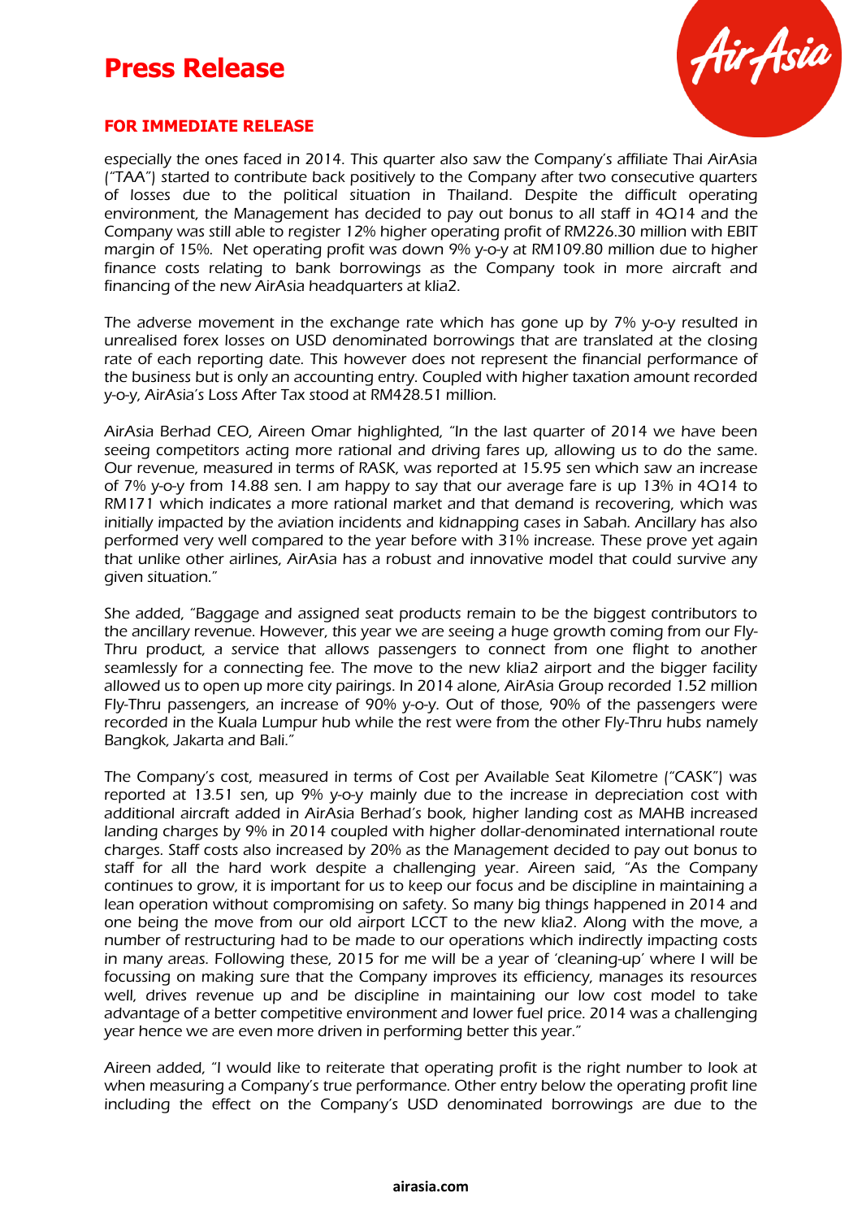especially the ones faced in 2014. This quarter also saw the Company's affiliate Thai AirAsia ("TAA") started to contribute back positively to the Company after two consecutive quarters of losses due to the political situation in Thailand. Despite the difficult operating environment, the Management has decided to pay out bonus to all staff in 4Q14 and the Company was still able to register 12% higher operating profit of RM226.30 million with EBIT margin of 15%. Net operating profit was down 9% y-o-y at RM109.80 million due to higher finance costs relating to bank borrowings as the Company took in more aircraft and financing of the new AirAsia headquarters at klia2.

The adverse movement in the exchange rate which has gone up by 7% y-o-y resulted in unrealised forex losses on USD denominated borrowings that are translated at the closing rate of each reporting date. This however does not represent the financial performance of the business but is only an accounting entry. Coupled with higher taxation amount recorded y-o-y, AirAsia's Loss After Tax stood at RM428.51 million.

AirAsia Berhad CEO, Aireen Omar highlighted, "In the last quarter of 2014 we have been seeing competitors acting more rational and driving fares up, allowing us to do the same. Our revenue, measured in terms of RASK, was reported at 15.95 sen which saw an increase of 7% y-o-y from 14.88 sen. I am happy to say that our average fare is up 13% in 4Q14 to RM171 which indicates a more rational market and that demand is recovering, which was initially impacted by the aviation incidents and kidnapping cases in Sabah. Ancillary has also performed very well compared to the year before with 31% increase. These prove yet again that unlike other airlines, AirAsia has a robust and innovative model that could survive any given situation."

She added, "Baggage and assigned seat products remain to be the biggest contributors to the ancillary revenue. However, this year we are seeing a huge growth coming from our Fly-Thru product, a service that allows passengers to connect from one flight to another seamlessly for a connecting fee. The move to the new klia2 airport and the bigger facility allowed us to open up more city pairings. In 2014 alone, AirAsia Group recorded 1.52 million Fly-Thru passengers, an increase of 90% y-o-y. Out of those, 90% of the passengers were recorded in the Kuala Lumpur hub while the rest were from the other Fly-Thru hubs namely Bangkok, Jakarta and Bali."

The Company's cost, measured in terms of Cost per Available Seat Kilometre ("CASK") was reported at 13.51 sen, up 9% y-o-y mainly due to the increase in depreciation cost with additional aircraft added in AirAsia Berhad's book, higher landing cost as MAHB increased landing charges by 9% in 2014 coupled with higher dollar-denominated international route charges. Staff costs also increased by 20% as the Management decided to pay out bonus to staff for all the hard work despite a challenging year. Aireen said, "As the Company continues to grow, it is important for us to keep our focus and be discipline in maintaining a lean operation without compromising on safety. So many big things happened in 2014 and one being the move from our old airport LCCT to the new klia2. Along with the move, a number of restructuring had to be made to our operations which indirectly impacting costs in many areas. Following these, 2015 for me will be a year of 'cleaning-up' where I will be focussing on making sure that the Company improves its efficiency, manages its resources well, drives revenue up and be discipline in maintaining our low cost model to take advantage of a better competitive environment and lower fuel price. 2014 was a challenging year hence we are even more driven in performing better this year."

Aireen added, "I would like to reiterate that operating profit is the right number to look at when measuring a Company's true performance. Other entry below the operating profit line including the effect on the Company's USD denominated borrowings are due to the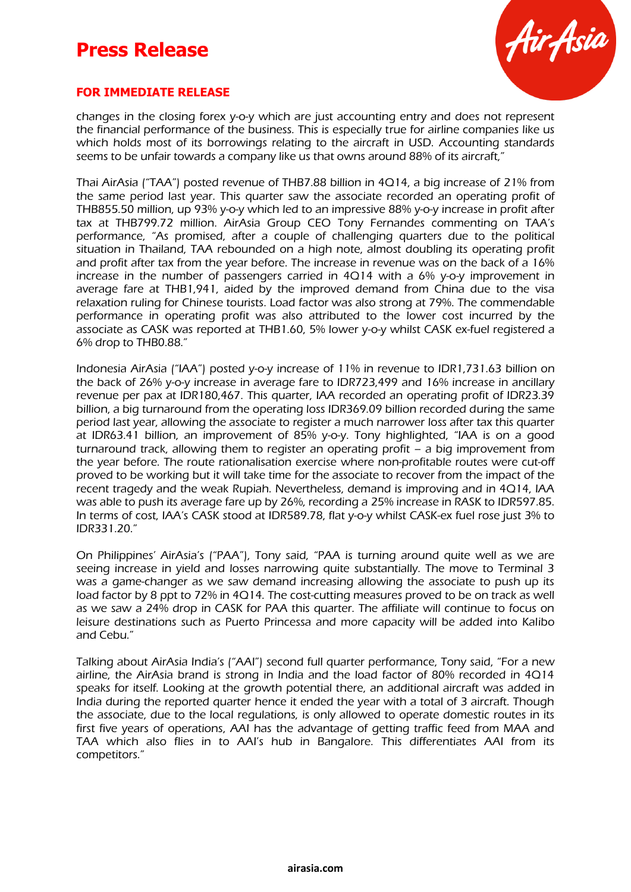changes in the closing forex y-o-y which are just accounting entry and does not represent the financial performance of the business. This is especially true for airline companies like us which holds most of its borrowings relating to the aircraft in USD. Accounting standards seems to be unfair towards a company like us that owns around 88% of its aircraft,"

Thai AirAsia ("TAA") posted revenue of THB7.88 billion in 4Q14, a big increase of 21% from the same period last year. This quarter saw the associate recorded an operating profit of THB855.50 million, up 93% y-o-y which led to an impressive 88% y-o-y increase in profit after tax at THB799.72 million. AirAsia Group CEO Tony Fernandes commenting on TAA's performance, "As promised, after a couple of challenging quarters due to the political situation in Thailand, TAA rebounded on a high note, almost doubling its operating profit and profit after tax from the year before. The increase in revenue was on the back of a 16% increase in the number of passengers carried in 4Q14 with a 6% y-o-y improvement in average fare at THB1,941, aided by the improved demand from China due to the visa relaxation ruling for Chinese tourists. Load factor was also strong at 79%. The commendable performance in operating profit was also attributed to the lower cost incurred by the associate as CASK was reported at THB1.60, 5% lower y-o-y whilst CASK ex-fuel registered a 6% drop to THB0.88."

Indonesia AirAsia ("IAA") posted y-o-y increase of 11% in revenue to IDR1,731.63 billion on the back of 26% y-o-y increase in average fare to IDR723,499 and 16% increase in ancillary revenue per pax at IDR180,467. This quarter, IAA recorded an operating profit of IDR23.39 billion, a big turnaround from the operating loss IDR369.09 billion recorded during the same period last year, allowing the associate to register a much narrower loss after tax this quarter at IDR63.41 billion, an improvement of 85% y-o-y. Tony highlighted, "IAA is on a good turnaround track, allowing them to register an operating profit – a big improvement from the year before. The route rationalisation exercise where non-profitable routes were cut-off proved to be working but it will take time for the associate to recover from the impact of the recent tragedy and the weak Rupiah. Nevertheless, demand is improving and in 4Q14, IAA was able to push its average fare up by 26%, recording a 25% increase in RASK to IDR597.85. In terms of cost, IAA's CASK stood at IDR589.78, flat y-o-y whilst CASK-ex fuel rose just 3% to IDR331.20."

On Philippines' AirAsia's ("PAA"), Tony said, "PAA is turning around quite well as we are seeing increase in yield and losses narrowing quite substantially. The move to Terminal 3 was a game-changer as we saw demand increasing allowing the associate to push up its load factor by 8 ppt to 72% in 4Q14. The cost-cutting measures proved to be on track as well as we saw a 24% drop in CASK for PAA this quarter. The affiliate will continue to focus on leisure destinations such as Puerto Princessa and more capacity will be added into Kalibo and Cebu."

Talking about AirAsia India's ("AAI") second full quarter performance, Tony said, "For a new airline, the AirAsia brand is strong in India and the load factor of 80% recorded in 4Q14 speaks for itself. Looking at the growth potential there, an additional aircraft was added in India during the reported quarter hence it ended the year with a total of 3 aircraft. Though the associate, due to the local regulations, is only allowed to operate domestic routes in its first five years of operations, AAI has the advantage of getting traffic feed from MAA and TAA which also flies in to AAI's hub in Bangalore. This differentiates AAI from its competitors."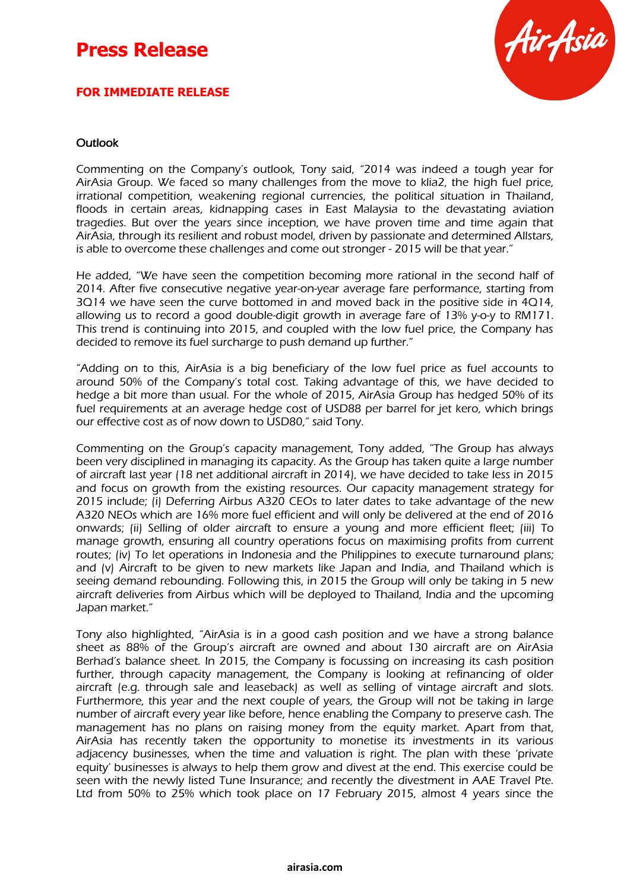# Press Release

**FOR IMMEDIATE RELEASE**

## Outlook

Commenting on the Company's outlook, Tony said, "2014 was indeed a tough year for AirAsia Group. We faced so many challenges from the move to klia2, the high fuel price, irrational competition, weakening regional currencies, the political situation in Thailand, floods in certain areas, kidnapping cases in East Malaysia to the devastating aviation tragedies. But over the years since inception, we have proven time and time again that AirAsia, through its resilient and robust model, driven by passionate and determined Allstars, is able to overcome these challenges and come out stronger - 2015 will be that year."

He added, "We have seen the competition becoming more rational in the second half of 2014. After five consecutive negative year-on-year average fare performance, starting from 3Q14 we have seen the curve bottomed in and moved back in the positive side in 4Q14, allowing us to record a good double-digit growth in average fare of 13% y-o-y to RM171. This trend is continuing into 2015, and coupled with the low fuel price, the Company has decided to remove its fuel surcharge to push demand up further."

"Adding on to this, AirAsia is a big beneficiary of the low fuel price as fuel accounts to around 50% of the Company's total cost. Taking advantage of this, we have decided to hedge a bit more than usual. For the whole of 2015, AirAsia Group has hedged 50% of its fuel requirements at an average hedge cost of USD88 per barrel for jet kero, which brings our effective cost as of now down to USD80," said Tony.

Commenting on the Group's capacity management, Tony added, "The Group has always been very disciplined in managing its capacity. As the Group has taken quite a large number of aircraft last year (18 net additional aircraft in 2014), we have decided to take less in 2015 and focus on growth from the existing resources. Our capacity management strategy for 2015 include; (i) Deferring Airbus A320 CEOs to later dates to take advantage of the new A320 NEOs which are 16% more fuel efficient and will only be delivered at the end of 2016 onwards; (ii) Selling of older aircraft to ensure a young and more efficient fleet; (iii) To manage growth, ensuring all country operations focus on maximising profits from current routes; (iv) To let operations in Indonesia and the Philippines to execute turnaround plans; and (v) Aircraft to be given to new markets like Japan and India, and Thailand which is seeing demand rebounding. Following this, in 2015 the Group will only be taking in 5 new aircraft deliveries from Airbus which will be deployed to Thailand, India and the upcoming Japan market."

Tony also highlighted, "AirAsia is in a good cash position and we have a strong balance sheet as 88% of the Group's aircraft are owned and about 130 aircraft are on AirAsia Berhad's balance sheet. In 2015, the Company is focussing on increasing its cash position further, through capacity management, the Company is looking at refinancing of older aircraft (e.g. through sale and leaseback) as well as selling of vintage aircraft and slots. Furthermore, this year and the next couple of years, the Group will not be taking in large number of aircraft every year like before, hence enabling the Company to preserve cash. The management has no plans on raising money from the equity market. Apart from that, AirAsia has recently taken the opportunity to monetise its investments in its various adjacency businesses, when the time and valuation is right. The plan with these 'private equity' businesses is always to help them grow and divest at the end. This exercise could be seen with the newly listed Tune Insurance; and recently the divestment in AAE Travel Pte. Ltd from 50% to 25% which took place on 17 February 2015, almost 4 years since the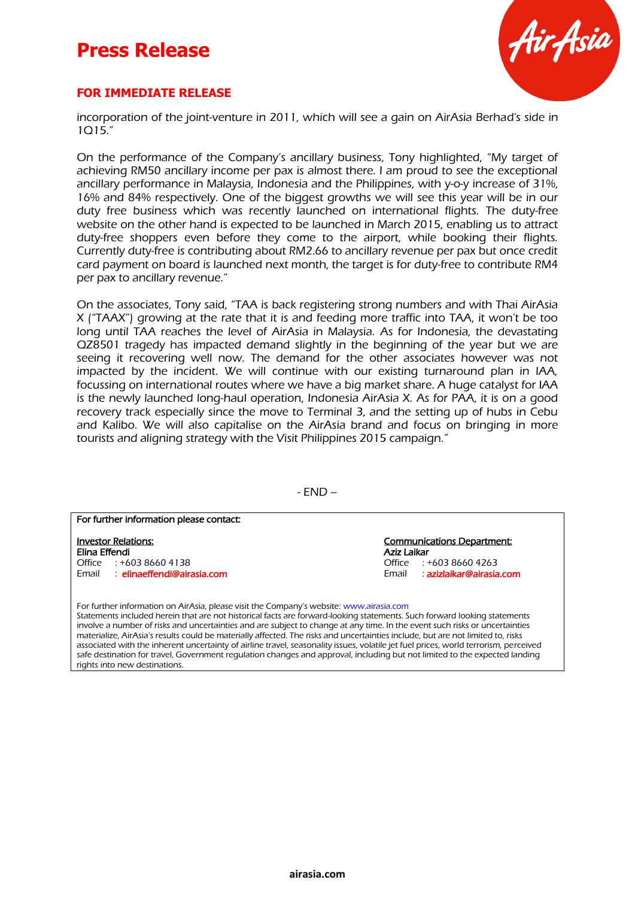# Press Release

**FOR IMMEDIATE RELEASE**

incorporation of the joint-venture in 2011, which will see a gain on AirAsia Berhad's side in 1Q15."

On the performance of the Company's ancillary business, Tony highlighted, "My target of achieving RM50 ancillary income per pax is almost there. I am proud to see the exceptional ancillary performance in Malaysia, Indonesia and the Philippines, with y-o-y increase of 31%, 16% and 84% respectively. One of the biggest growths we will see this year will be in our duty free business which was recently launched on international flights. The duty-free website on the other hand is expected to be launched in March 2015, enabling us to attract duty-free shoppers even before they come to the airport, while booking their flights. Currently duty-free is contributing about RM2.66 to ancillary revenue per pax but once credit card payment on board is launched next month, the target is for duty-free to contribute RM4 per pax to ancillary revenue."

On the associates, Tony said, "TAA is back registering strong numbers and with Thai AirAsia X ("TAAX") growing at the rate that it is and feeding more traffic into TAA, it won't be too long until TAA reaches the level of AirAsia in Malaysia. As for Indonesia, the devastating QZ8501 tragedy has impacted demand slightly in the beginning of the year but we are seeing it recovering well now. The demand for the other associates however was not impacted by the incident. We will continue with our existing turnaround plan in IAA, focussing on international routes where we have a big market share. A huge catalyst for IAA is the newly launched long-haul operation, Indonesia AirAsia X. As for PAA, it is on a good recovery track especially since the move to Terminal 3, and the setting up of hubs in Cebu and Kalibo. We will also capitalise on the AirAsia brand and focus on bringing in more tourists and aligning strategy with the Visit Philippines 2015 campaign."

- END –

For further information please contact:

**Investor Relations:**
**Elina Effendi**
Office : +603 8660 4138
Email : elinaeffendi@airasia.com

**Communications Department:**
**Aziz Laikar**
Office : +603 8660 4263
Email : azizlaikar@airasia.com

For further information on AirAsia, please visit the Company's website: www.airasia.com
Statements included herein that are not historical facts are forward-looking statements. Such forward looking statements involve a number of risks and uncertainties and are subject to change at any time. In the event such risks or uncertainties materialize, AirAsia's results could be materially affected. The risks and uncertainties include, but are not limited to, risks associated with the inherent uncertainty of airline travel, seasonality issues, volatile jet fuel prices, world terrorism, perceived safe destination for travel, Government regulation changes and approval, including but not limited to the expected landing rights into new destinations.